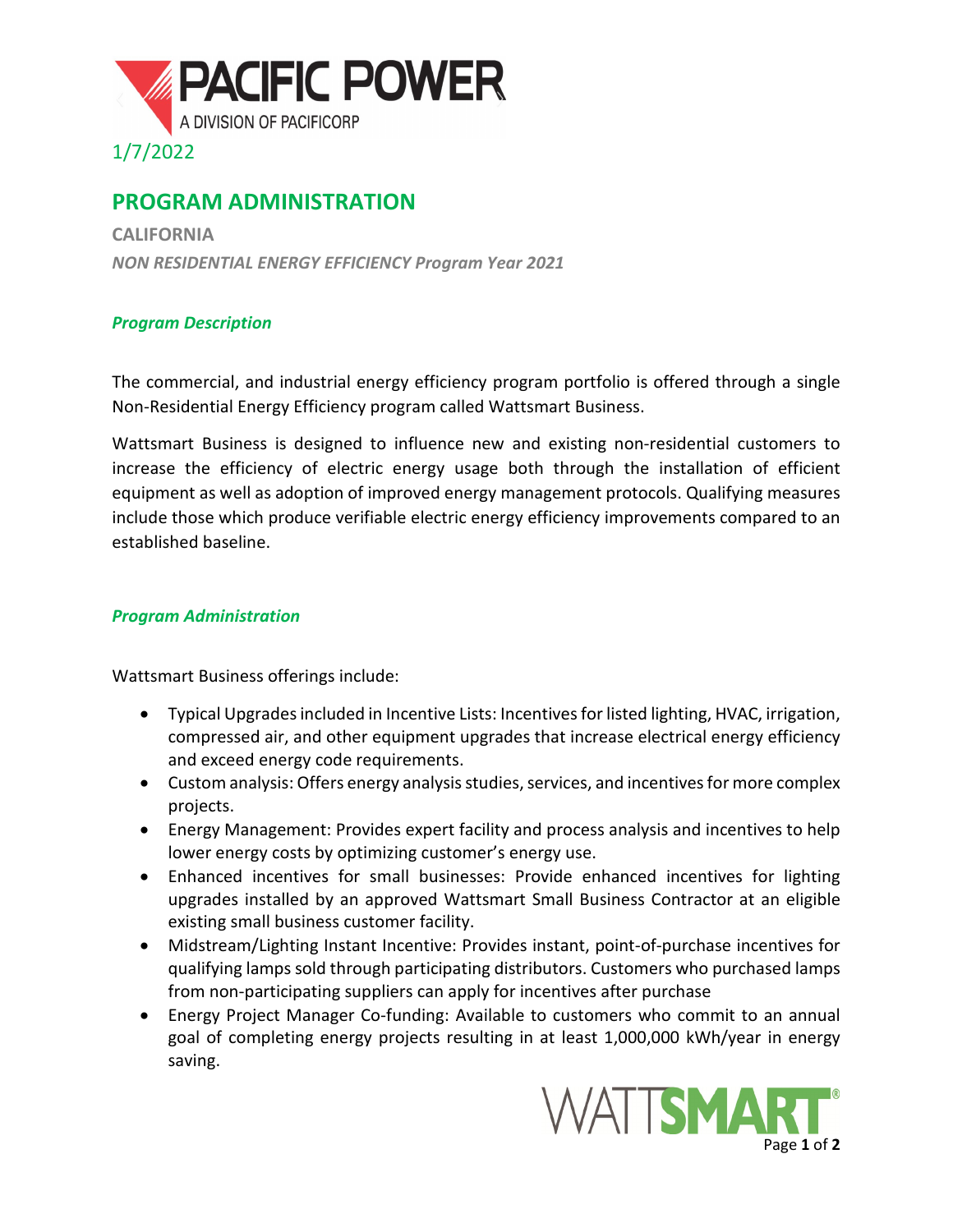1/7/2022

# PROGRAM ADMINISTRATION

**CALIFORNIA**

***NON RESIDENTIAL ENERGY EFFICIENCY Program Year 2021***

### *Program Description*

The commercial, and industrial energy efficiency program portfolio is offered through a single Non-Residential Energy Efficiency program called Wattsmart Business.

Wattsmart Business is designed to influence new and existing non-residential customers to increase the efficiency of electric energy usage both through the installation of efficient equipment as well as adoption of improved energy management protocols. Qualifying measures include those which produce verifiable electric energy efficiency improvements compared to an established baseline.

### *Program Administration*

Wattsmart Business offerings include:

- Typical Upgrades included in Incentive Lists: Incentives for listed lighting, HVAC, irrigation, compressed air, and other equipment upgrades that increase electrical energy efficiency and exceed energy code requirements.
- Custom analysis: Offers energy analysis studies, services, and incentives for more complex projects.
- Energy Management: Provides expert facility and process analysis and incentives to help lower energy costs by optimizing customer's energy use.
- Enhanced incentives for small businesses: Provide enhanced incentives for lighting upgrades installed by an approved Wattsmart Small Business Contractor at an eligible existing small business customer facility.
- Midstream/Lighting Instant Incentive: Provides instant, point-of-purchase incentives for qualifying lamps sold through participating distributors. Customers who purchased lamps from non-participating suppliers can apply for incentives after purchase
- Energy Project Manager Co-funding: Available to customers who commit to an annual goal of completing energy projects resulting in at least 1,000,000 kWh/year in energy saving.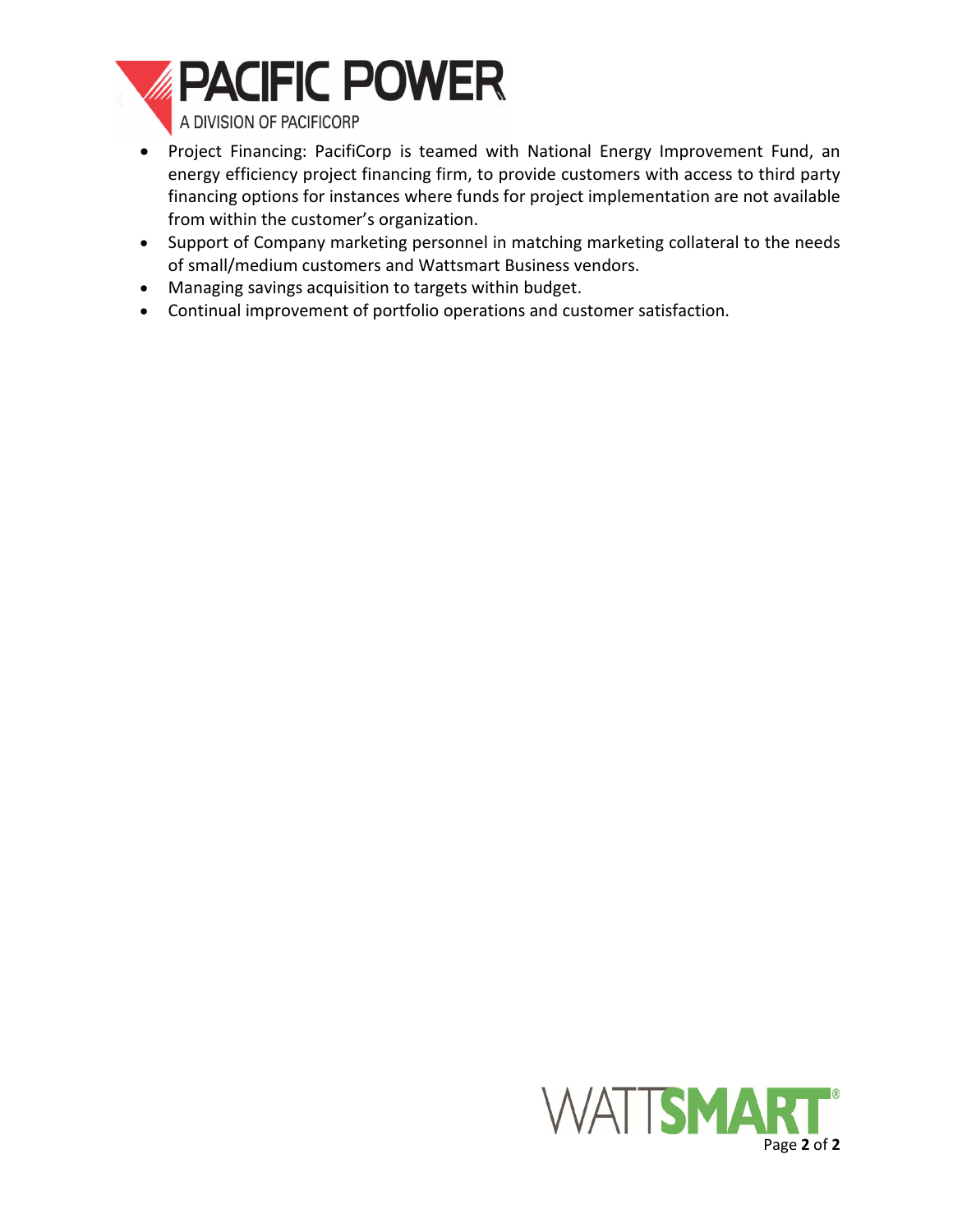- Project Financing: PacifiCorp is teamed with National Energy Improvement Fund, an energy efficiency project financing firm, to provide customers with access to third party financing options for instances where funds for project implementation are not available from within the customer's organization.
- Support of Company marketing personnel in matching marketing collateral to the needs of small/medium customers and Wattsmart Business vendors.
- Managing savings acquisition to targets within budget.
- Continual improvement of portfolio operations and customer satisfaction.